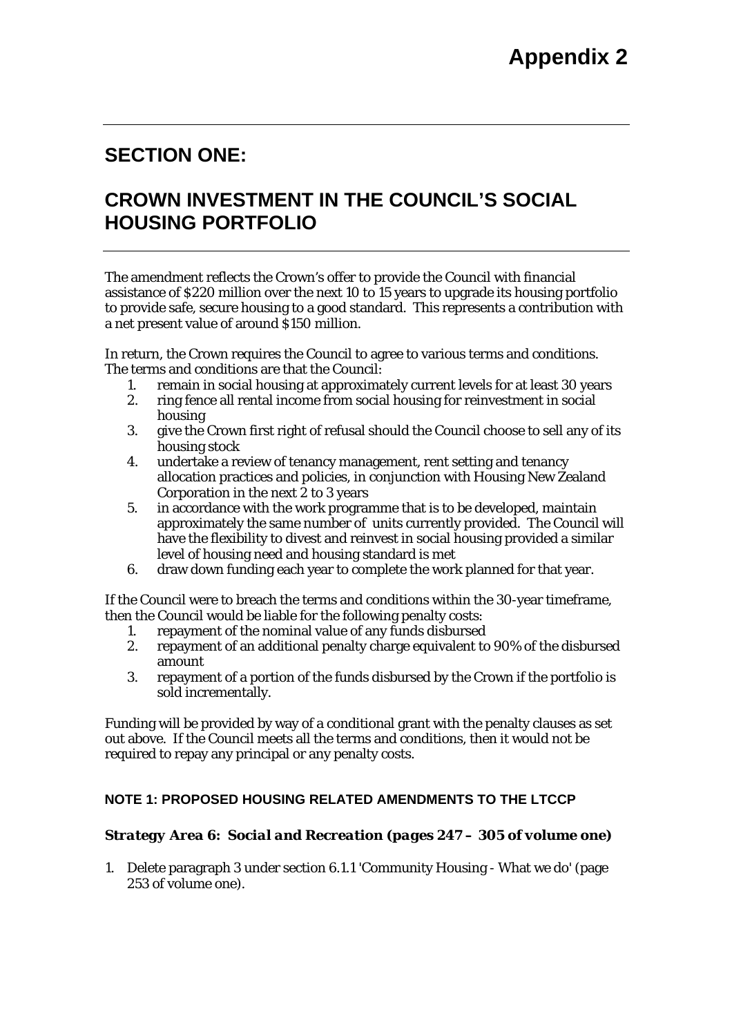# Appendix 2

## SECTION ONE:

## CROWN INVESTMENT IN THE COUNCIL'S SOCIAL HOUSING PORTFOLIO

The amendment reflects the Crown's offer to provide the Council with financial assistance of $220 million over the next 10 to 15 years to upgrade its housing portfolio to provide safe, secure housing to a good standard. This represents a contribution with a net present value of around $150 million.

In return, the Crown requires the Council to agree to various terms and conditions. The terms and conditions are that the Council:

1. remain in social housing at approximately current levels for at least 30 years
2. ring fence all rental income from social housing for reinvestment in social housing
3. give the Crown first right of refusal should the Council choose to sell any of its housing stock
4. undertake a review of tenancy management, rent setting and tenancy allocation practices and policies, in conjunction with Housing New Zealand Corporation in the next 2 to 3 years
5. in accordance with the work programme that is to be developed, maintain approximately the same number of units currently provided. The Council will have the flexibility to divest and reinvest in social housing provided a similar level of housing need and housing standard is met
6. draw down funding each year to complete the work planned for that year.

If the Council were to breach the terms and conditions within the 30-year timeframe, then the Council would be liable for the following penalty costs:

1. repayment of the nominal value of any funds disbursed
2. repayment of an additional penalty charge equivalent to 90% of the disbursed amount
3. repayment of a portion of the funds disbursed by the Crown if the portfolio is sold incrementally.

Funding will be provided by way of a conditional grant with the penalty clauses as set out above. If the Council meets all the terms and conditions, then it would not be required to repay any principal or any penalty costs.

#### NOTE 1: PROPOSED HOUSING RELATED AMENDMENTS TO THE LTCCP

***Strategy Area 6: Social and Recreation (pages 247 – 305 of volume one)***

1. Delete paragraph 3 under section 6.1.1 'Community Housing - What we do' (page 253 of volume one).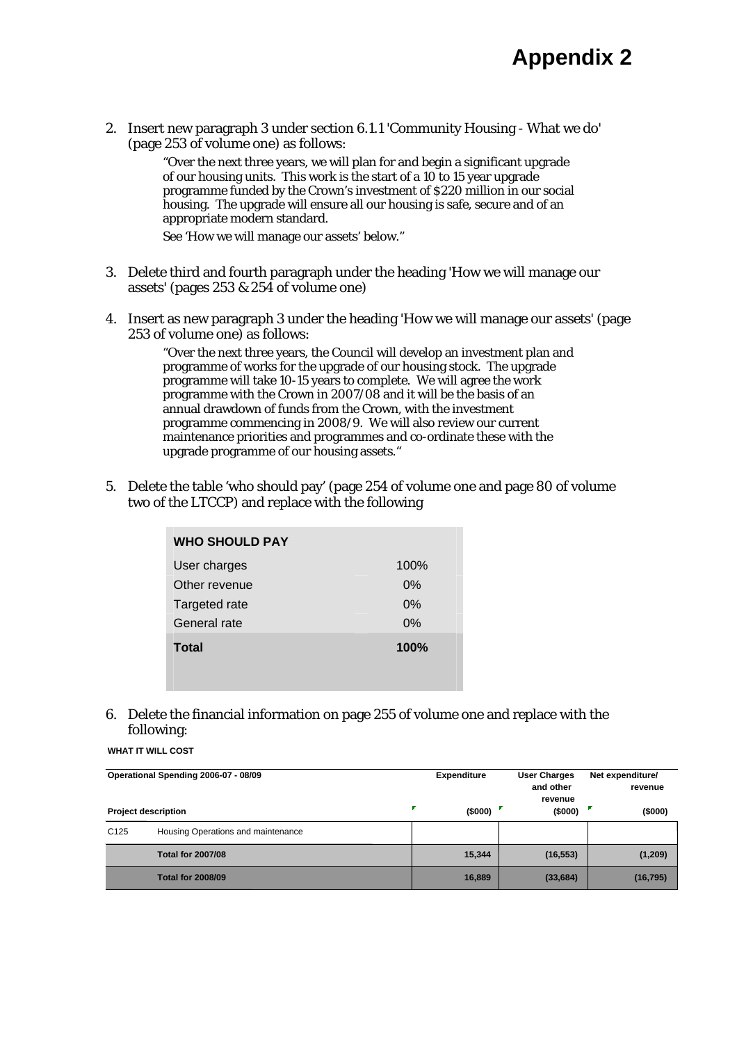# Appendix 2

2. Insert new paragraph 3 under section 6.1.1 'Community Housing - What we do' (page 253 of volume one) as follows:

   "Over the next three years, we will plan for and begin a significant upgrade of our housing units. This work is the start of a 10 to 15 year upgrade programme funded by the Crown's investment of $220 million in our social housing. The upgrade will ensure all our housing is safe, secure and of an appropriate modern standard.

   See 'How we will manage our assets' below."

3. Delete third and fourth paragraph under the heading 'How we will manage our assets' (pages 253 & 254 of volume one)

4. Insert as new paragraph 3 under the heading 'How we will manage our assets' (page 253 of volume one) as follows:

   "Over the next three years, the Council will develop an investment plan and programme of works for the upgrade of our housing stock. The upgrade programme will take 10-15 years to complete. We will agree the work programme with the Crown in 2007/08 and it will be the basis of an annual drawdown of funds from the Crown, with the investment programme commencing in 2008/9. We will also review our current maintenance priorities and programmes and co-ordinate these with the upgrade programme of our housing assets."

5. Delete the table 'who should pay' (page 254 of volume one and page 80 of volume two of the LTCCP) and replace with the following

| WHO SHOULD PAY | |
|---|---|
| User charges | 100% |
| Other revenue | 0% |
| Targeted rate | 0% |
| General rate | 0% |
| **Total** | **100%** |

6. Delete the financial information on page 255 of volume one and replace with the following:

**WHAT IT WILL COST**

| Operational Spending 2006-07 - 08/09 | | Expenditure | User Charges and other revenue | Net expenditure/ revenue |
|---|---|---|---|---|
| Project description | | ($000) | ($000) | ($000) |
| C125 | Housing Operations and maintenance | | | |
| | **Total for 2007/08** | **15,344** | **(16,553)** | **(1,209)** |
| | **Total for 2008/09** | **16,889** | **(33,684)** | **(16,795)** |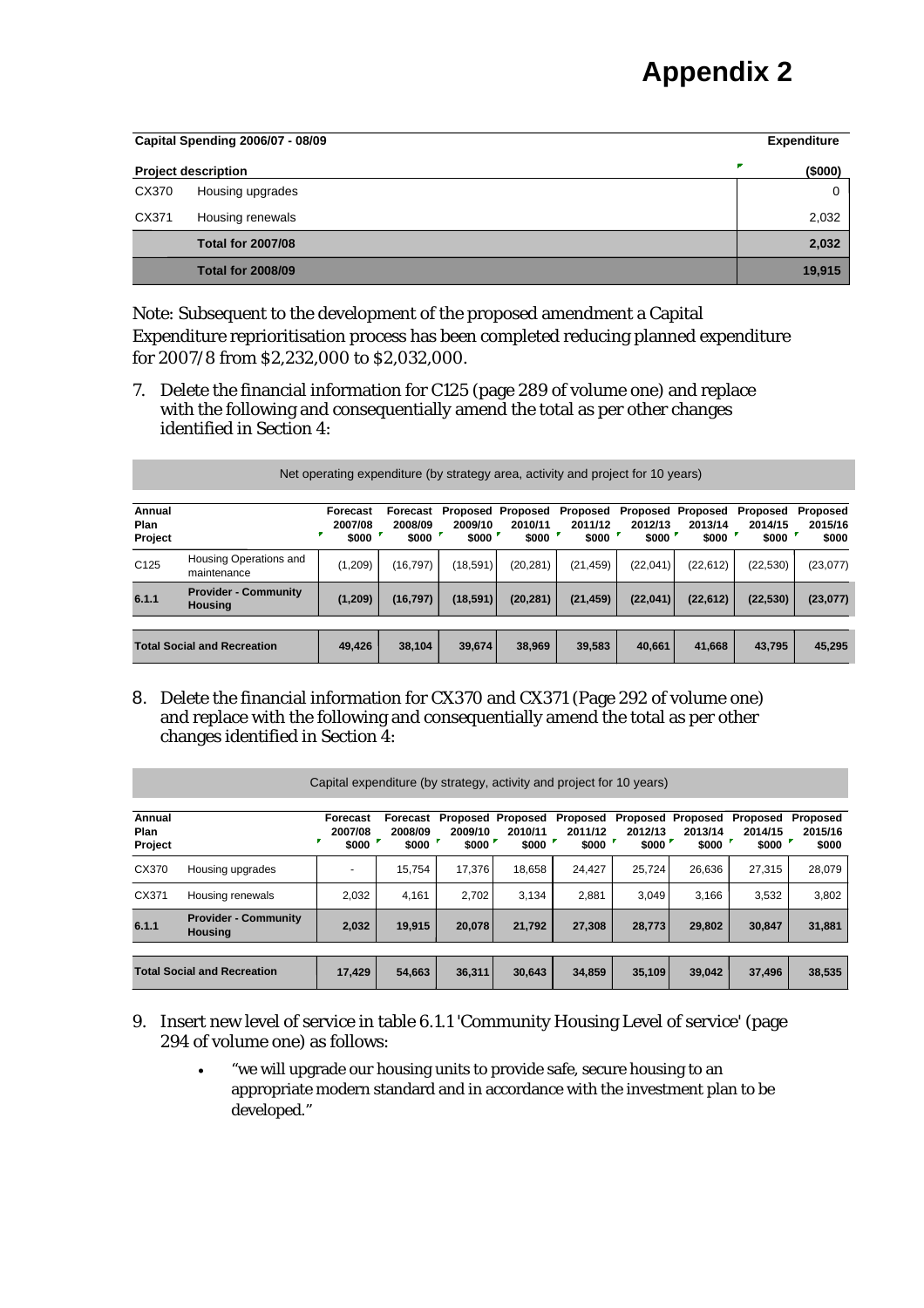# Appendix 2

| Capital Spending 2006/07 - 08/09 | | Expenditure |
|---|---|---|
| **Project description** | | **($000)** |
| CX370 | Housing upgrades | 0 |
| CX371 | Housing renewals | 2,032 |
| | **Total for 2007/08** | **2,032** |
| | **Total for 2008/09** | **19,915** |

Note: Subsequent to the development of the proposed amendment a Capital Expenditure reprioritisation process has been completed reducing planned expenditure for 2007/8 from $2,232,000 to $2,032,000.

7. Delete the financial information for C125 (page 289 of volume one) and replace with the following and consequentially amend the total as per other changes identified in Section 4:

| Net operating expenditure (by strategy area, activity and project for 10 years) | | | | | | | | | | |
|---|---|---|---|---|---|---|---|---|---|---|
| **Annual Plan Project** | | **Forecast 2007/08 $000** | **Forecast 2008/09 $000** | **Proposed 2009/10 $000** | **Proposed 2010/11 $000** | **Proposed 2011/12 $000** | **Proposed 2012/13 $000** | **Proposed 2013/14 $000** | **Proposed 2014/15 $000** | **Proposed 2015/16 $000** |
| C125 | Housing Operations and maintenance | (1,209) | (16,797) | (18,591) | (20,281) | (21,459) | (22,041) | (22,612) | (22,530) | (23,077) |
| **6.1.1** | **Provider - Community Housing** | **(1,209)** | **(16,797)** | **(18,591)** | **(20,281)** | **(21,459)** | **(22,041)** | **(22,612)** | **(22,530)** | **(23,077)** |
| **Total Social and Recreation** | | **49,426** | **38,104** | **39,674** | **38,969** | **39,583** | **40,661** | **41,668** | **43,795** | **45,295** |

8. Delete the financial information for CX370 and CX371 (Page 292 of volume one) and replace with the following and consequentially amend the total as per other changes identified in Section 4:

| Capital expenditure (by strategy, activity and project for 10 years) | | | | | | | | | | |
|---|---|---|---|---|---|---|---|---|---|---|
| **Annual Plan Project** | | **Forecast 2007/08 $000** | **Forecast 2008/09 $000** | **Proposed 2009/10 $000** | **Proposed 2010/11 $000** | **Proposed 2011/12 $000** | **Proposed 2012/13 $000** | **Proposed 2013/14 $000** | **Proposed 2014/15 $000** | **Proposed 2015/16 $000** |
| CX370 | Housing upgrades | - | 15,754 | 17,376 | 18,658 | 24,427 | 25,724 | 26,636 | 27,315 | 28,079 |
| CX371 | Housing renewals | 2,032 | 4,161 | 2,702 | 3,134 | 2,881 | 3,049 | 3,166 | 3,532 | 3,802 |
| **6.1.1** | **Provider - Community Housing** | **2,032** | **19,915** | **20,078** | **21,792** | **27,308** | **28,773** | **29,802** | **30,847** | **31,881** |
| **Total Social and Recreation** | | **17,429** | **54,663** | **36,311** | **30,643** | **34,859** | **35,109** | **39,042** | **37,496** | **38,535** |

9. Insert new level of service in table 6.1.1 'Community Housing Level of service' (page 294 of volume one) as follows:

   - "we will upgrade our housing units to provide safe, secure housing to an appropriate modern standard and in accordance with the investment plan to be developed."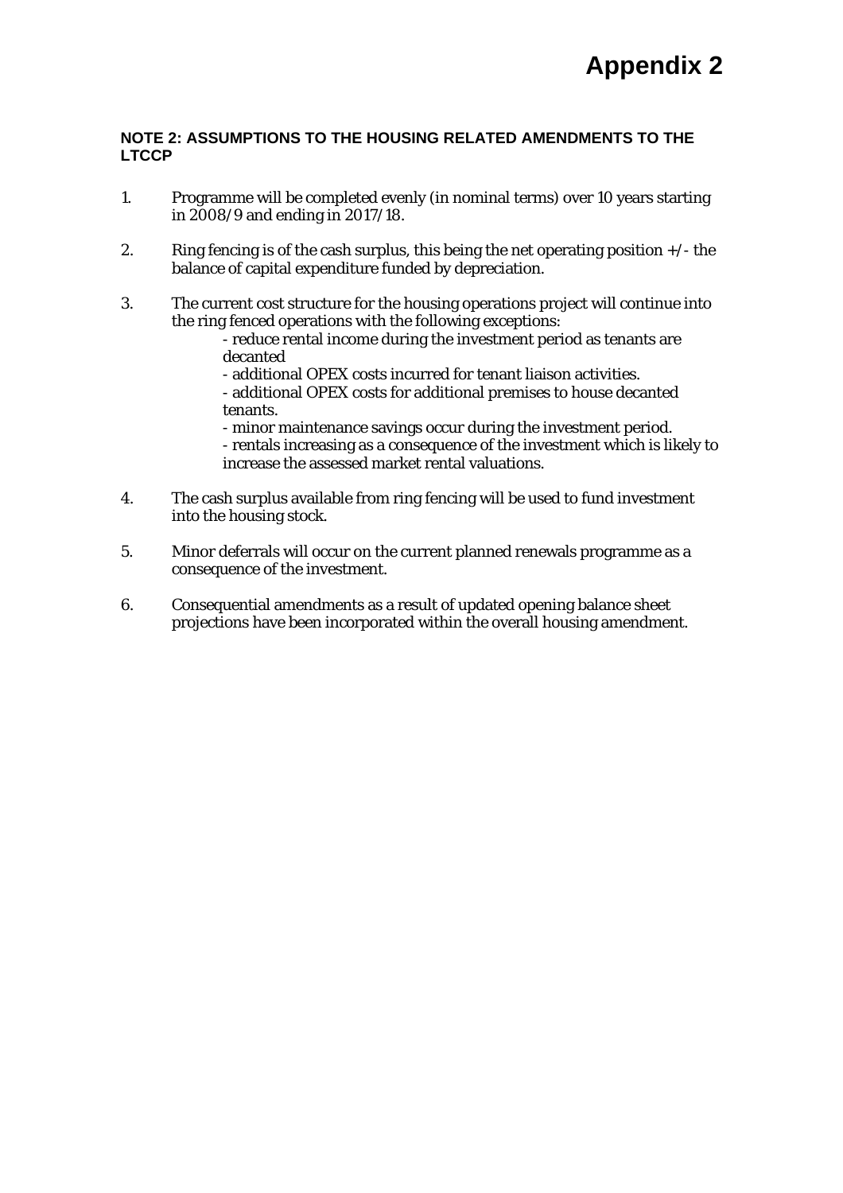# Appendix 2

**NOTE 2: ASSUMPTIONS TO THE HOUSING RELATED AMENDMENTS TO THE LTCCP**

1. Programme will be completed evenly (in nominal terms) over 10 years starting in 2008/9 and ending in 2017/18.

2. Ring fencing is of the cash surplus, this being the net operating position +/- the balance of capital expenditure funded by depreciation.

3. The current cost structure for the housing operations project will continue into the ring fenced operations with the following exceptions:
   - reduce rental income during the investment period as tenants are decanted
   - additional OPEX costs incurred for tenant liaison activities.
   - additional OPEX costs for additional premises to house decanted tenants.
   - minor maintenance savings occur during the investment period.
   - rentals increasing as a consequence of the investment which is likely to increase the assessed market rental valuations.

4. The cash surplus available from ring fencing will be used to fund investment into the housing stock.

5. Minor deferrals will occur on the current planned renewals programme as a consequence of the investment.

6. Consequential amendments as a result of updated opening balance sheet projections have been incorporated within the overall housing amendment.